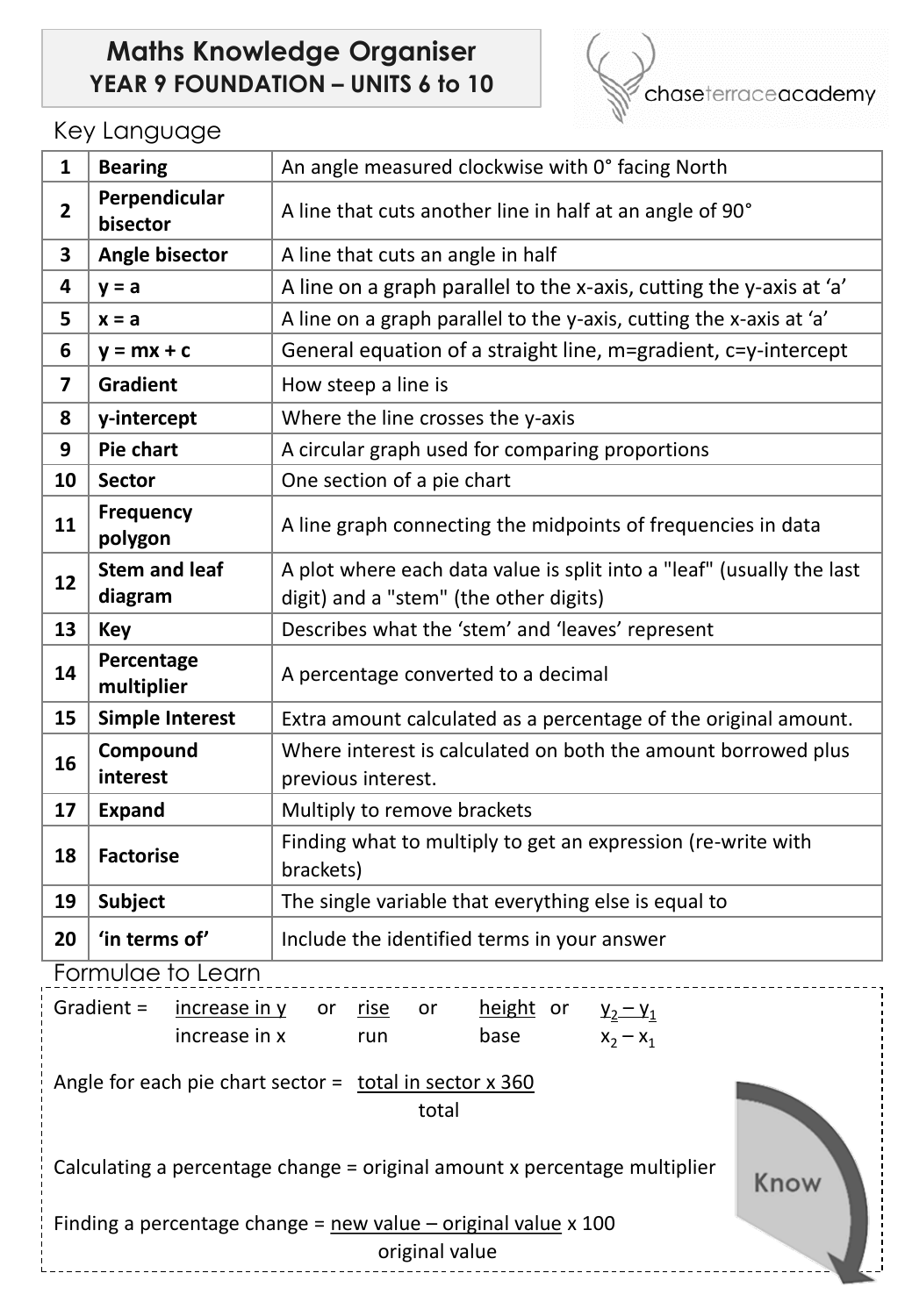# Maths Knowledge Organiser
## YEAR 9 FOUNDATION – UNITS 6 to 10

chaseterraceacademy

### Key Language

| | | |
|---|---|---|
| 1 | **Bearing** | An angle measured clockwise with 0° facing North |
| 2 | **Perpendicular bisector** | A line that cuts another line in half at an angle of 90° |
| 3 | **Angle bisector** | A line that cuts an angle in half |
| 4 | **y = a** | A line on a graph parallel to the x-axis, cutting the y-axis at 'a' |
| 5 | **x = a** | A line on a graph parallel to the y-axis, cutting the x-axis at 'a' |
| 6 | **y = mx + c** | General equation of a straight line, m=gradient, c=y-intercept |
| 7 | **Gradient** | How steep a line is |
| 8 | **y-intercept** | Where the line crosses the y-axis |
| 9 | **Pie chart** | A circular graph used for comparing proportions |
| 10 | **Sector** | One section of a pie chart |
| 11 | **Frequency polygon** | A line graph connecting the midpoints of frequencies in data |
| 12 | **Stem and leaf diagram** | A plot where each data value is split into a "leaf" (usually the last digit) and a "stem" (the other digits) |
| 13 | **Key** | Describes what the 'stem' and 'leaves' represent |
| 14 | **Percentage multiplier** | A percentage converted to a decimal |
| 15 | **Simple Interest** | Extra amount calculated as a percentage of the original amount. |
| 16 | **Compound interest** | Where interest is calculated on both the amount borrowed plus previous interest. |
| 17 | **Expand** | Multiply to remove brackets |
| 18 | **Factorise** | Finding what to multiply to get an expression (re-write with brackets) |
| 19 | **Subject** | The single variable that everything else is equal to |
| 20 | **'in terms of'** | Include the identified terms in your answer |

### Formulae to Learn

Gradient = $\frac{\text{increase in y}}{\text{increase in x}}$ or $\frac{\text{rise}}{\text{run}}$ or $\frac{\text{height}}{\text{base}}$ or $\frac{y_2 - y_1}{x_2 - x_1}$

Angle for each pie chart sector = $\frac{\text{total in sector} \times 360}{\text{total}}$

Calculating a percentage change = original amount x percentage multiplier

Finding a percentage change = $\frac{\text{new value} - \text{original value}}{\text{original value}} \times 100$

Know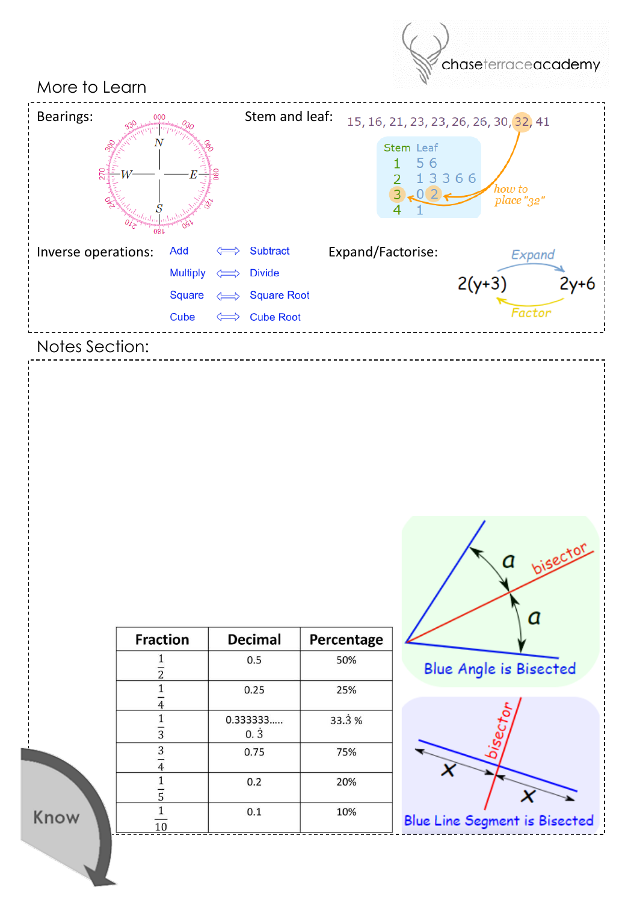## More to Learn

**Bearings:**

**Stem and leaf:** 15, 16, 21, 23, 23, 26, 26, 30, 32, 41

| Stem | Leaf |
|---|---|
| 1 | 5 6 |
| 2 | 1 3 3 6 6 |
| 3 | 0 2 |
| 4 | 1 |

*how to place "32"*

**Inverse operations:**

- Add ⟺ Subtract
- Multiply ⟺ Divide
- Square ⟺ Square Root
- Cube ⟺ Cube Root

**Expand/Factorise:**

$2(y+3)$ — Expand → $2y+6$

$2y+6$ — Factor → $2(y+3)$

## Notes Section:

| Fraction | Decimal | Percentage |
|---|---|---|
| $\frac{1}{2}$ | 0.5 | 50% |
| $\frac{1}{4}$ | 0.25 | 25% |
| $\frac{1}{3}$ | 0.333333..... $0.\dot{3}$ | $33.\dot{3}$ % |
| $\frac{3}{4}$ | 0.75 | 75% |
| $\frac{1}{5}$ | 0.2 | 20% |
| $\frac{1}{10}$ | 0.1 | 10% |

Blue Angle is Bisected

Blue Line Segment is Bisected

Know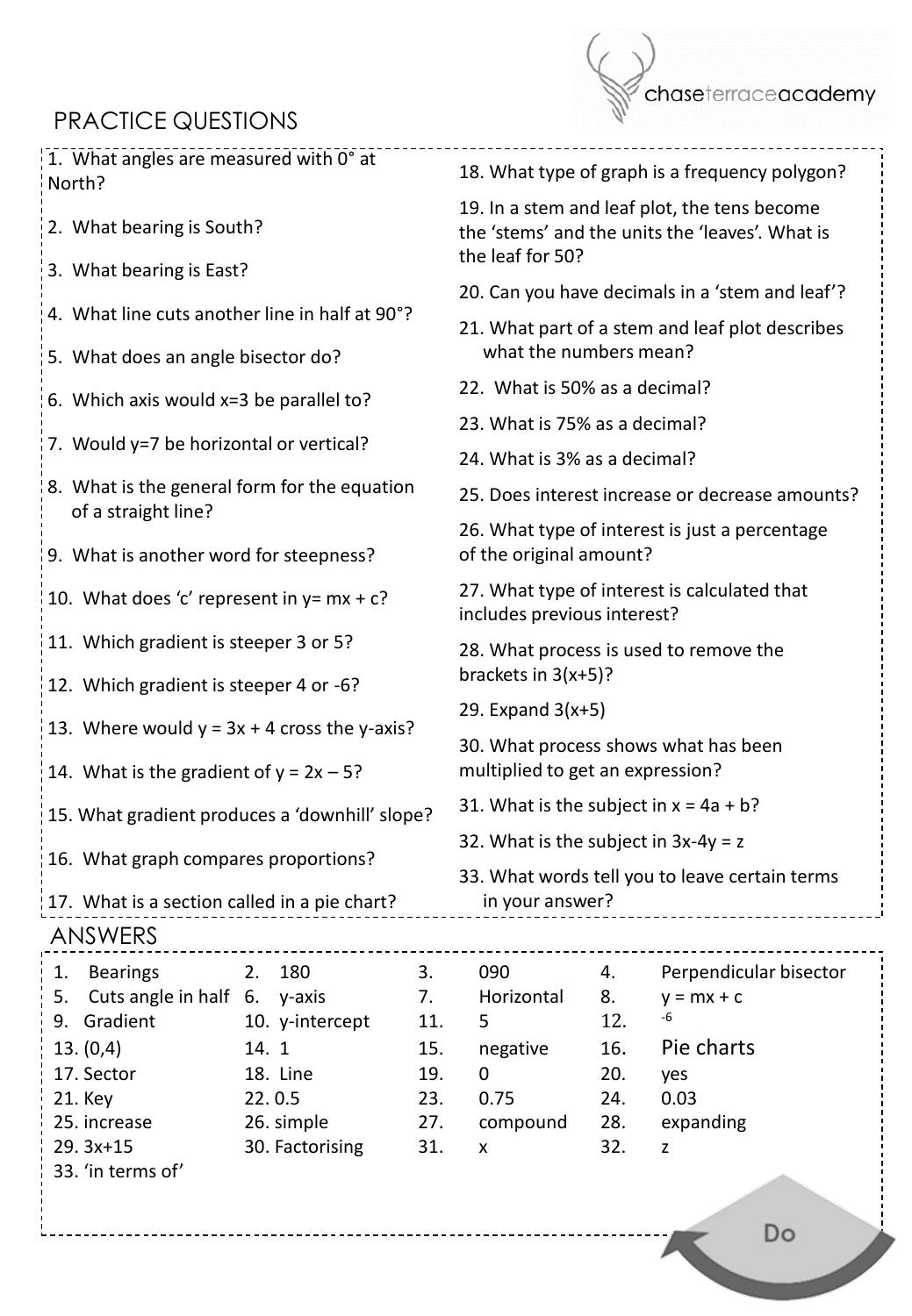## PRACTICE QUESTIONS

1. What angles are measured with 0° at North?
2. What bearing is South?
3. What bearing is East?
4. What line cuts another line in half at 90°?
5. What does an angle bisector do?
6. Which axis would $x=3$ be parallel to?
7. Would $y=7$ be horizontal or vertical?
8. What is the general form for the equation of a straight line?
9. What is another word for steepness?
10. What does 'c' represent in $y= mx + c$?
11. Which gradient is steeper 3 or 5?
12. Which gradient is steeper 4 or -6?
13. Where would $y = 3x + 4$ cross the y-axis?
14. What is the gradient of $y = 2x – 5$?
15. What gradient produces a 'downhill' slope?
16. What graph compares proportions?
17. What is a section called in a pie chart?
18. What type of graph is a frequency polygon?
19. In a stem and leaf plot, the tens become the 'stems' and the units the 'leaves'. What is the leaf for 50?
20. Can you have decimals in a 'stem and leaf'?
21. What part of a stem and leaf plot describes what the numbers mean?
22. What is 50% as a decimal?
23. What is 75% as a decimal?
24. What is 3% as a decimal?
25. Does interest increase or decrease amounts?
26. What type of interest is just a percentage of the original amount?
27. What type of interest is calculated that includes previous interest?
28. What process is used to remove the brackets in $3(x+5)$?
29. Expand $3(x+5)$
30. What process shows what has been multiplied to get an expression?
31. What is the subject in $x = 4a + b$?
32. What is the subject in $3x-4y = z$
33. What words tell you to leave certain terms in your answer?

## ANSWERS

| | | | |
|---|---|---|---|
| 1. Bearings | 2. 180 | 3. 090 | 4. Perpendicular bisector |
| 5. Cuts angle in half | 6. y-axis | 7. Horizontal | 8. $y = mx + c$ |
| 9. Gradient | 10. y-intercept | 11. 5 | 12. -6 |
| 13. (0,4) | 14. 1 | 15. negative | 16. Pie charts |
| 17. Sector | 18. Line | 19. 0 | 20. yes |
| 21. Key | 22. 0.5 | 23. 0.75 | 24. 0.03 |
| 25. increase | 26. simple | 27. compound | 28. expanding |
| 29. 3x+15 | 30. Factorising | 31. x | 32. z |
| 33. 'in terms of' | | | |

Do